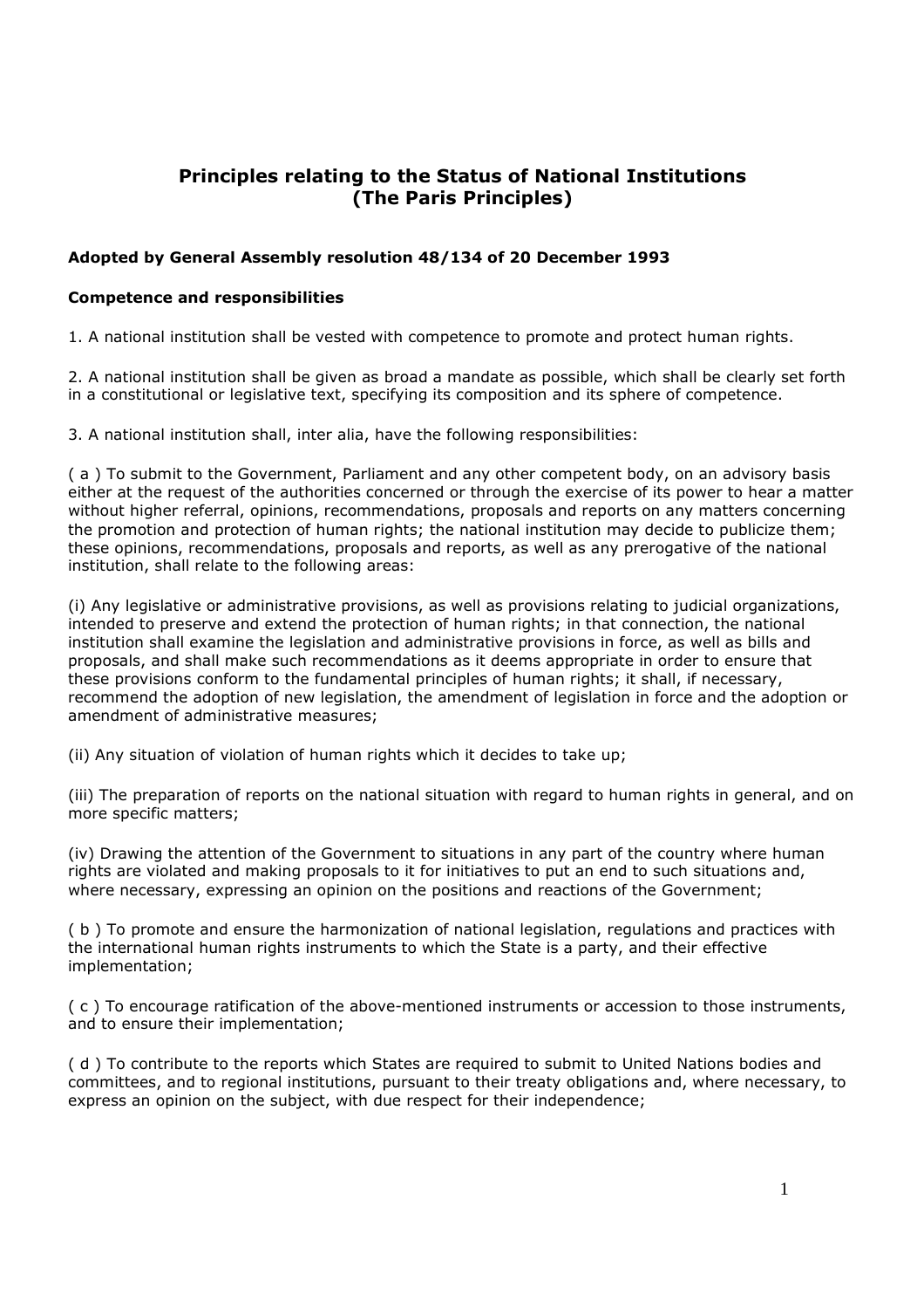# Principles relating to the Status of National Institutions (The Paris Principles)

**Adopted by General Assembly resolution 48/134 of 20 December 1993**

**Competence and responsibilities**

1. A national institution shall be vested with competence to promote and protect human rights.

2. A national institution shall be given as broad a mandate as possible, which shall be clearly set forth in a constitutional or legislative text, specifying its composition and its sphere of competence.

3. A national institution shall, inter alia, have the following responsibilities:

( a ) To submit to the Government, Parliament and any other competent body, on an advisory basis either at the request of the authorities concerned or through the exercise of its power to hear a matter without higher referral, opinions, recommendations, proposals and reports on any matters concerning the promotion and protection of human rights; the national institution may decide to publicize them; these opinions, recommendations, proposals and reports, as well as any prerogative of the national institution, shall relate to the following areas:

(i) Any legislative or administrative provisions, as well as provisions relating to judicial organizations, intended to preserve and extend the protection of human rights; in that connection, the national institution shall examine the legislation and administrative provisions in force, as well as bills and proposals, and shall make such recommendations as it deems appropriate in order to ensure that these provisions conform to the fundamental principles of human rights; it shall, if necessary, recommend the adoption of new legislation, the amendment of legislation in force and the adoption or amendment of administrative measures;

(ii) Any situation of violation of human rights which it decides to take up;

(iii) The preparation of reports on the national situation with regard to human rights in general, and on more specific matters;

(iv) Drawing the attention of the Government to situations in any part of the country where human rights are violated and making proposals to it for initiatives to put an end to such situations and, where necessary, expressing an opinion on the positions and reactions of the Government;

( b ) To promote and ensure the harmonization of national legislation, regulations and practices with the international human rights instruments to which the State is a party, and their effective implementation;

( c ) To encourage ratification of the above-mentioned instruments or accession to those instruments, and to ensure their implementation;

( d ) To contribute to the reports which States are required to submit to United Nations bodies and committees, and to regional institutions, pursuant to their treaty obligations and, where necessary, to express an opinion on the subject, with due respect for their independence;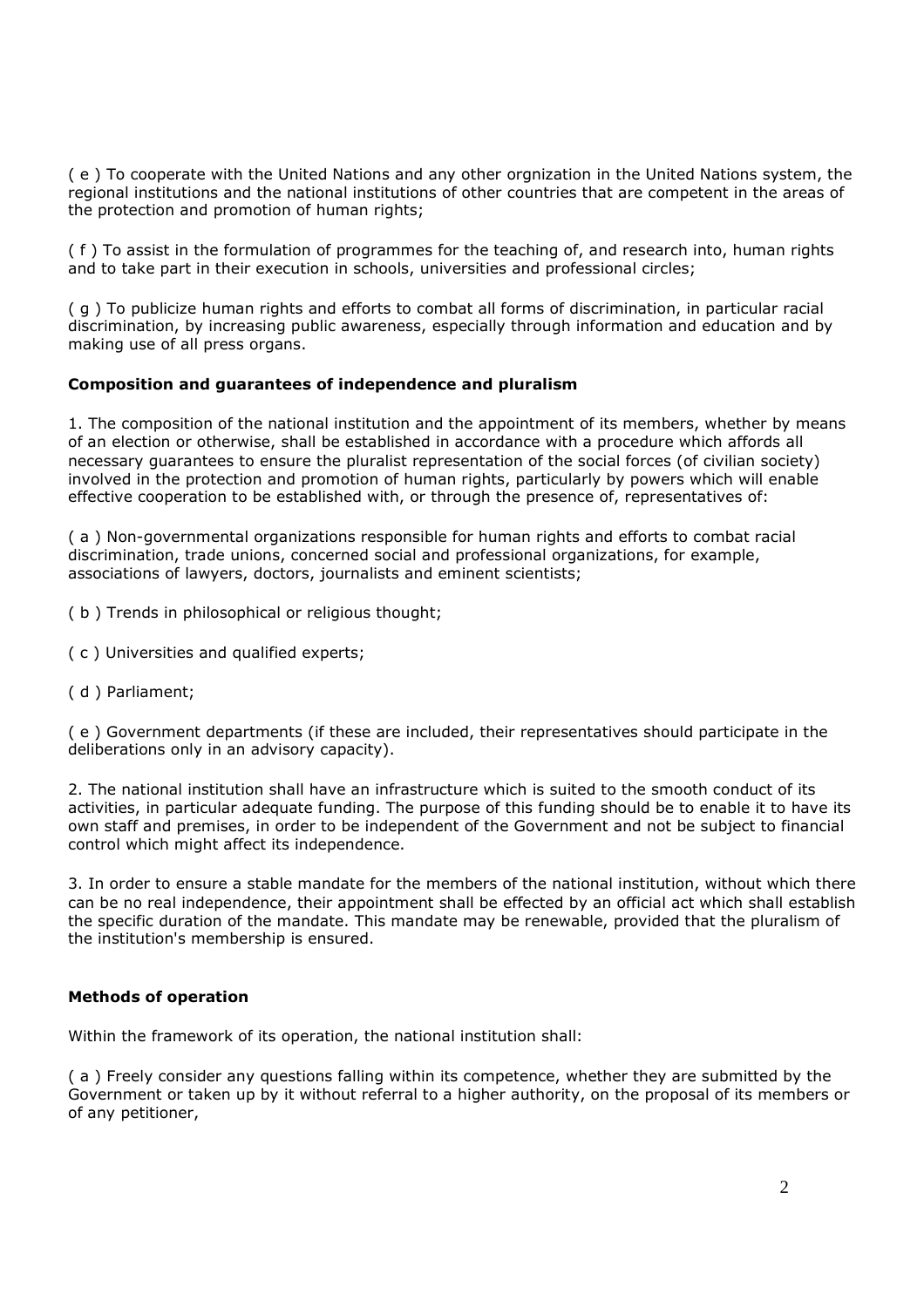( e ) To cooperate with the United Nations and any other orgnization in the United Nations system, the regional institutions and the national institutions of other countries that are competent in the areas of the protection and promotion of human rights;

( f ) To assist in the formulation of programmes for the teaching of, and research into, human rights and to take part in their execution in schools, universities and professional circles;

( g ) To publicize human rights and efforts to combat all forms of discrimination, in particular racial discrimination, by increasing public awareness, especially through information and education and by making use of all press organs.

**Composition and guarantees of independence and pluralism**

1. The composition of the national institution and the appointment of its members, whether by means of an election or otherwise, shall be established in accordance with a procedure which affords all necessary guarantees to ensure the pluralist representation of the social forces (of civilian society) involved in the protection and promotion of human rights, particularly by powers which will enable effective cooperation to be established with, or through the presence of, representatives of:

( a ) Non-governmental organizations responsible for human rights and efforts to combat racial discrimination, trade unions, concerned social and professional organizations, for example, associations of lawyers, doctors, journalists and eminent scientists;

( b ) Trends in philosophical or religious thought;

( c ) Universities and qualified experts;

( d ) Parliament;

( e ) Government departments (if these are included, their representatives should participate in the deliberations only in an advisory capacity).

2. The national institution shall have an infrastructure which is suited to the smooth conduct of its activities, in particular adequate funding. The purpose of this funding should be to enable it to have its own staff and premises, in order to be independent of the Government and not be subject to financial control which might affect its independence.

3. In order to ensure a stable mandate for the members of the national institution, without which there can be no real independence, their appointment shall be effected by an official act which shall establish the specific duration of the mandate. This mandate may be renewable, provided that the pluralism of the institution's membership is ensured.

**Methods of operation**

Within the framework of its operation, the national institution shall:

( a ) Freely consider any questions falling within its competence, whether they are submitted by the Government or taken up by it without referral to a higher authority, on the proposal of its members or of any petitioner,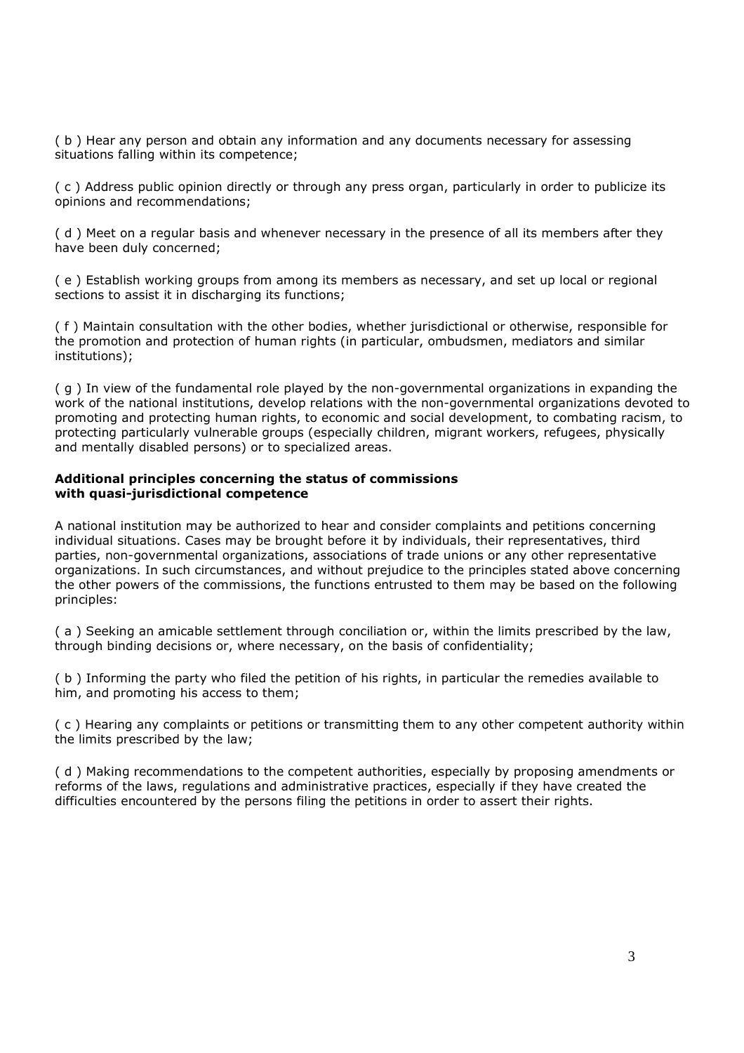( b ) Hear any person and obtain any information and any documents necessary for assessing situations falling within its competence;

( c ) Address public opinion directly or through any press organ, particularly in order to publicize its opinions and recommendations;

( d ) Meet on a regular basis and whenever necessary in the presence of all its members after they have been duly concerned;

( e ) Establish working groups from among its members as necessary, and set up local or regional sections to assist it in discharging its functions;

( f ) Maintain consultation with the other bodies, whether jurisdictional or otherwise, responsible for the promotion and protection of human rights (in particular, ombudsmen, mediators and similar institutions);

( g ) In view of the fundamental role played by the non-governmental organizations in expanding the work of the national institutions, develop relations with the non-governmental organizations devoted to promoting and protecting human rights, to economic and social development, to combating racism, to protecting particularly vulnerable groups (especially children, migrant workers, refugees, physically and mentally disabled persons) or to specialized areas.

**Additional principles concerning the status of commissions with quasi-jurisdictional competence**

A national institution may be authorized to hear and consider complaints and petitions concerning individual situations. Cases may be brought before it by individuals, their representatives, third parties, non-governmental organizations, associations of trade unions or any other representative organizations. In such circumstances, and without prejudice to the principles stated above concerning the other powers of the commissions, the functions entrusted to them may be based on the following principles:

( a ) Seeking an amicable settlement through conciliation or, within the limits prescribed by the law, through binding decisions or, where necessary, on the basis of confidentiality;

( b ) Informing the party who filed the petition of his rights, in particular the remedies available to him, and promoting his access to them;

( c ) Hearing any complaints or petitions or transmitting them to any other competent authority within the limits prescribed by the law;

( d ) Making recommendations to the competent authorities, especially by proposing amendments or reforms of the laws, regulations and administrative practices, especially if they have created the difficulties encountered by the persons filing the petitions in order to assert their rights.